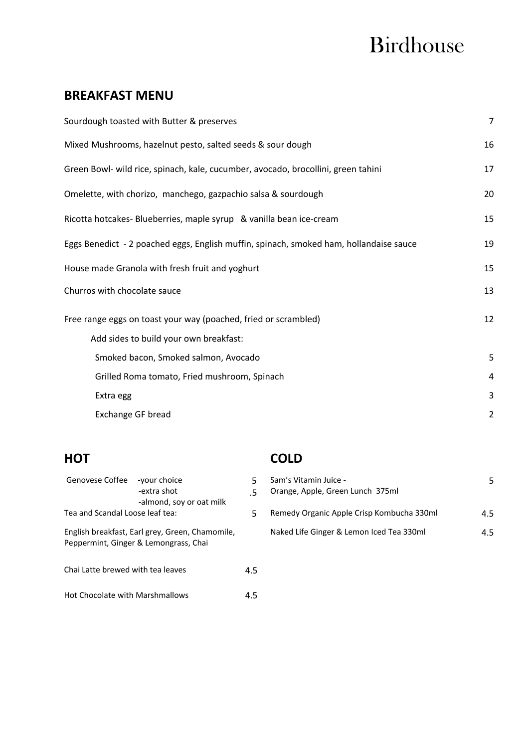# Birdhouse

## BREAKFAST MENU

| Item | Price |
|---|---|
| Sourdough toasted with Butter & preserves | 7 |
| Mixed Mushrooms, hazelnut pesto, salted seeds & sour dough | 16 |
| Green Bowl- wild rice, spinach, kale, cucumber, avocado, brocollini, green tahini | 17 |
| Omelette, with chorizo, manchego, gazpachio salsa & sourdough | 20 |
| Ricotta hotcakes- Blueberries, maple syrup & vanilla bean ice-cream | 15 |
| Eggs Benedict - 2 poached eggs, English muffin, spinach, smoked ham, hollandaise sauce | 19 |
| House made Granola with fresh fruit and yoghurt | 15 |
| Churros with chocolate sauce | 13 |
| Free range eggs on toast your way (poached, fried or scrambled) | 12 |
| Add sides to build your own breakfast: | |
| Smoked bacon, Smoked salmon, Avocado | 5 |
| Grilled Roma tomato, Fried mushroom, Spinach | 4 |
| Extra egg | 3 |
| Exchange GF bread | 2 |

## HOT

| Item | | Price |
|---|---|---|
| Genovese Coffee | -your choice | 5 |
| | -extra shot<br>-almond, soy or oat milk | .5 |
| Tea and Scandal Loose leaf tea: | | 5 |
| English breakfast, Earl grey, Green, Chamomile, Peppermint, Ginger & Lemongrass, Chai | | |
| Chai Latte brewed with tea leaves | | 4.5 |
| Hot Chocolate with Marshmallows | | 4.5 |

## COLD

| Item | Price |
|---|---|
| Sam's Vitamin Juice - Orange, Apple, Green Lunch 375ml | 5 |
| Remedy Organic Apple Crisp Kombucha 330ml | 4.5 |
| Naked Life Ginger & Lemon Iced Tea 330ml | 4.5 |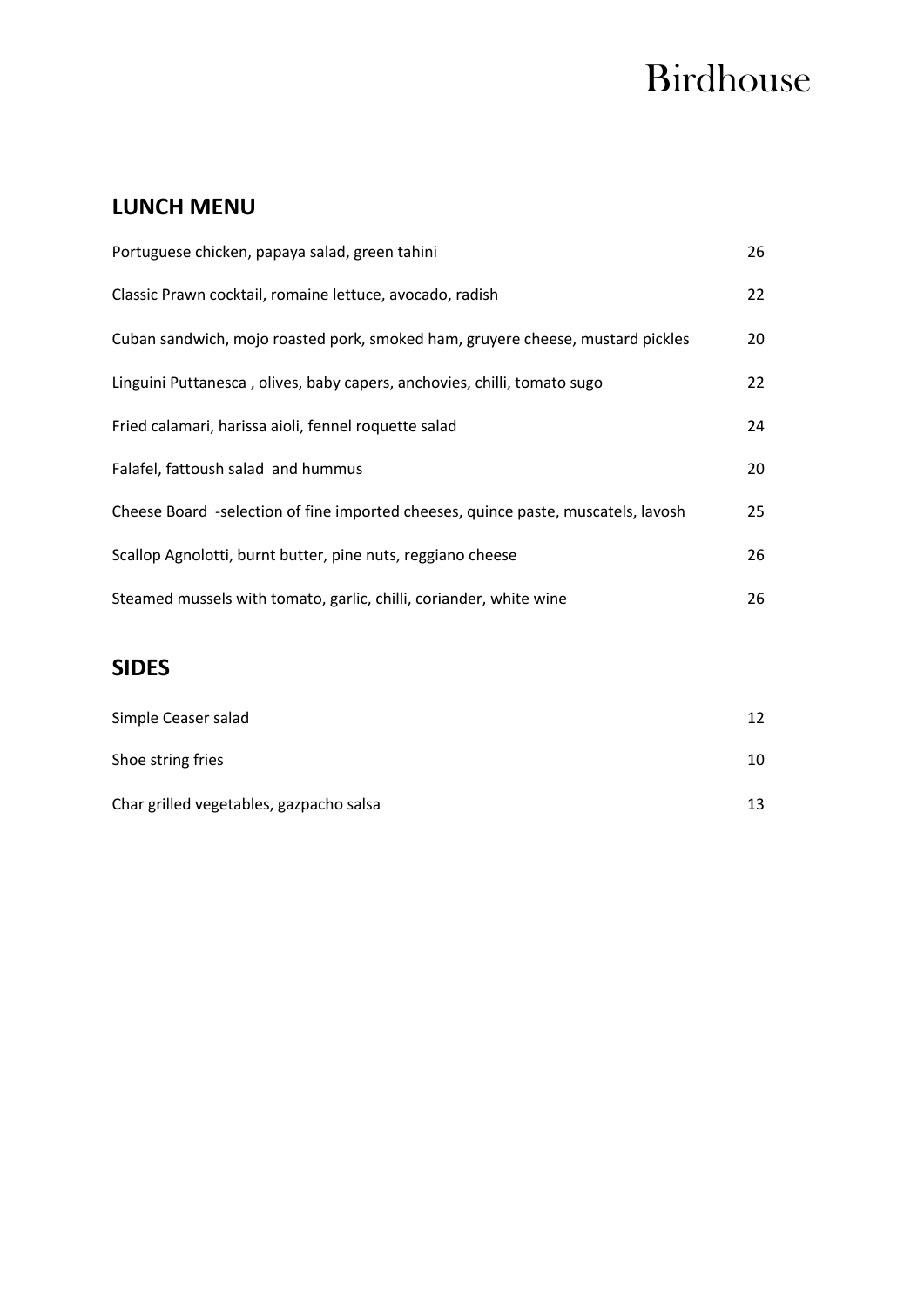# Birdhouse

## LUNCH MENU

| | |
|---|---|
| Portuguese chicken, papaya salad, green tahini | 26 |
| Classic Prawn cocktail, romaine lettuce, avocado, radish | 22 |
| Cuban sandwich, mojo roasted pork, smoked ham, gruyere cheese, mustard pickles | 20 |
| Linguini Puttanesca , olives, baby capers, anchovies, chilli, tomato sugo | 22 |
| Fried calamari, harissa aioli, fennel roquette salad | 24 |
| Falafel, fattoush salad and hummus | 20 |
| Cheese Board -selection of fine imported cheeses, quince paste, muscatels, lavosh | 25 |
| Scallop Agnolotti, burnt butter, pine nuts, reggiano cheese | 26 |
| Steamed mussels with tomato, garlic, chilli, coriander, white wine | 26 |

## SIDES

| | |
|---|---|
| Simple Ceaser salad | 12 |
| Shoe string fries | 10 |
| Char grilled vegetables, gazpacho salsa | 13 |